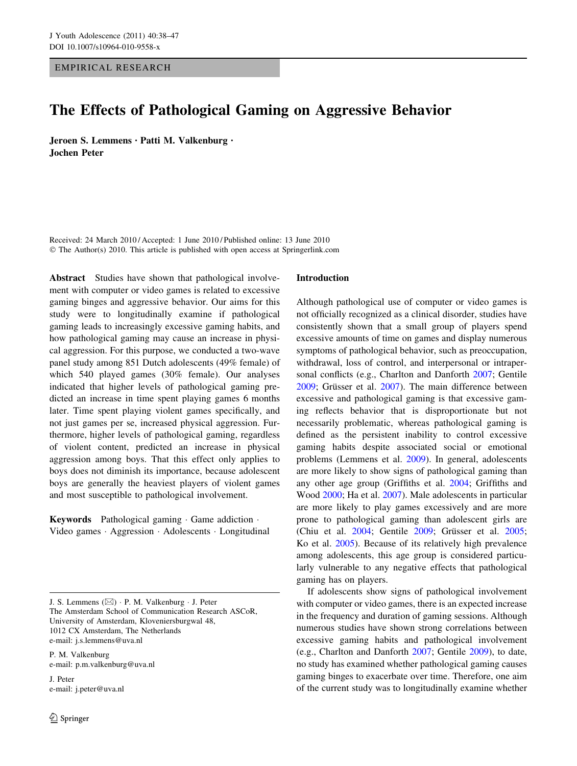EMPIRICAL RESEARCH

# The Effects of Pathological Gaming on Aggressive Behavior

**Jeroen S. Lemmens · Patti M. Valkenburg · Jochen Peter**

Received: 24 March 2010 / Accepted: 1 June 2010 / Published online: 13 June 2010
© The Author(s) 2010. This article is published with open access at Springerlink.com

**Abstract** Studies have shown that pathological involvement with computer or video games is related to excessive gaming binges and aggressive behavior. Our aims for this study were to longitudinally examine if pathological gaming leads to increasingly excessive gaming habits, and how pathological gaming may cause an increase in physical aggression. For this purpose, we conducted a two-wave panel study among 851 Dutch adolescents (49% female) of which 540 played games (30% female). Our analyses indicated that higher levels of pathological gaming predicted an increase in time spent playing games 6 months later. Time spent playing violent games specifically, and not just games per se, increased physical aggression. Furthermore, higher levels of pathological gaming, regardless of violent content, predicted an increase in physical aggression among boys. That this effect only applies to boys does not diminish its importance, because adolescent boys are generally the heaviest players of violent games and most susceptible to pathological involvement.

**Keywords** Pathological gaming · Game addiction · Video games · Aggression · Adolescents · Longitudinal

J. S. Lemmens (✉) · P. M. Valkenburg · J. Peter
The Amsterdam School of Communication Research ASCoR, University of Amsterdam, Kloveniersburgwal 48, 1012 CX Amsterdam, The Netherlands
e-mail: j.s.lemmens@uva.nl

P. M. Valkenburg
e-mail: p.m.valkenburg@uva.nl

J. Peter
e-mail: j.peter@uva.nl

## Introduction

Although pathological use of computer or video games is not officially recognized as a clinical disorder, studies have consistently shown that a small group of players spend excessive amounts of time on games and display numerous symptoms of pathological behavior, such as preoccupation, withdrawal, loss of control, and interpersonal or intrapersonal conflicts (e.g., Charlton and Danforth 2007; Gentile 2009; Grüsser et al. 2007). The main difference between excessive and pathological gaming is that excessive gaming reflects behavior that is disproportionate but not necessarily problematic, whereas pathological gaming is defined as the persistent inability to control excessive gaming habits despite associated social or emotional problems (Lemmens et al. 2009). In general, adolescents are more likely to show signs of pathological gaming than any other age group (Griffiths et al. 2004; Griffiths and Wood 2000; Ha et al. 2007). Male adolescents in particular are more likely to play games excessively and are more prone to pathological gaming than adolescent girls are (Chiu et al. 2004; Gentile 2009; Grüsser et al. 2005; Ko et al. 2005). Because of its relatively high prevalence among adolescents, this age group is considered particularly vulnerable to any negative effects that pathological gaming has on players.

If adolescents show signs of pathological involvement with computer or video games, there is an expected increase in the frequency and duration of gaming sessions. Although numerous studies have shown strong correlations between excessive gaming habits and pathological involvement (e.g., Charlton and Danforth 2007; Gentile 2009), to date, no study has examined whether pathological gaming causes gaming binges to exacerbate over time. Therefore, one aim of the current study was to longitudinally examine whether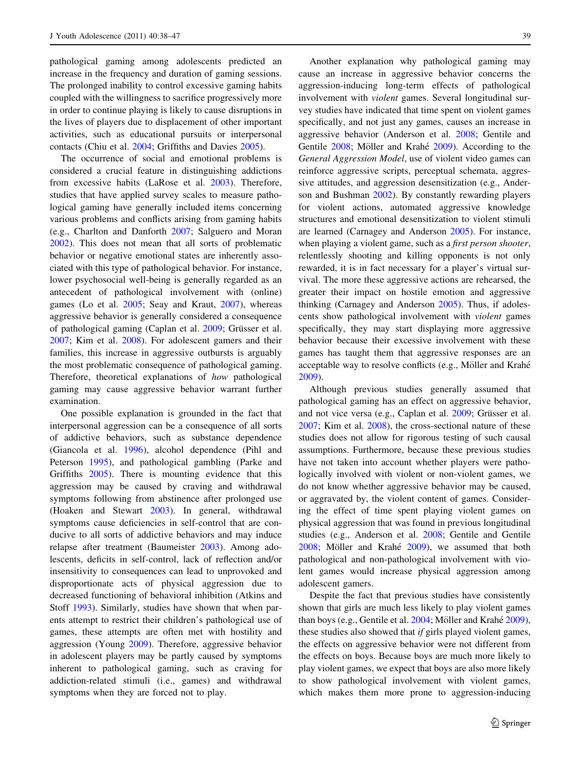pathological gaming among adolescents predicted an increase in the frequency and duration of gaming sessions. The prolonged inability to control excessive gaming habits coupled with the willingness to sacrifice progressively more in order to continue playing is likely to cause disruptions in the lives of players due to displacement of other important activities, such as educational pursuits or interpersonal contacts (Chiu et al. 2004; Griffiths and Davies 2005).

The occurrence of social and emotional problems is considered a crucial feature in distinguishing addictions from excessive habits (LaRose et al. 2003). Therefore, studies that have applied survey scales to measure pathological gaming have generally included items concerning various problems and conflicts arising from gaming habits (e.g., Charlton and Danforth 2007; Salguero and Moran 2002). This does not mean that all sorts of problematic behavior or negative emotional states are inherently associated with this type of pathological behavior. For instance, lower psychosocial well-being is generally regarded as an antecedent of pathological involvement with (online) games (Lo et al. 2005; Seay and Kraut, 2007), whereas aggressive behavior is generally considered a consequence of pathological gaming (Caplan et al. 2009; Grüsser et al. 2007; Kim et al. 2008). For adolescent gamers and their families, this increase in aggressive outbursts is arguably the most problematic consequence of pathological gaming. Therefore, theoretical explanations of *how* pathological gaming may cause aggressive behavior warrant further examination.

One possible explanation is grounded in the fact that interpersonal aggression can be a consequence of all sorts of addictive behaviors, such as substance dependence (Giancola et al. 1996), alcohol dependence (Pihl and Peterson 1995), and pathological gambling (Parke and Griffiths 2005). There is mounting evidence that this aggression may be caused by craving and withdrawal symptoms following from abstinence after prolonged use (Hoaken and Stewart 2003). In general, withdrawal symptoms cause deficiencies in self-control that are conducive to all sorts of addictive behaviors and may induce relapse after treatment (Baumeister 2003). Among adolescents, deficits in self-control, lack of reflection and/or insensitivity to consequences can lead to unprovoked and disproportionate acts of physical aggression due to decreased functioning of behavioral inhibition (Atkins and Stoff 1993). Similarly, studies have shown that when parents attempt to restrict their children's pathological use of games, these attempts are often met with hostility and aggression (Young 2009). Therefore, aggressive behavior in adolescent players may be partly caused by symptoms inherent to pathological gaming, such as craving for addiction-related stimuli (i.e., games) and withdrawal symptoms when they are forced not to play.

Another explanation why pathological gaming may cause an increase in aggressive behavior concerns the aggression-inducing long-term effects of pathological involvement with *violent* games. Several longitudinal survey studies have indicated that time spent on violent games specifically, and not just any games, causes an increase in aggressive behavior (Anderson et al. 2008; Gentile and Gentile 2008; Möller and Krahé 2009). According to the *General Aggression Model*, use of violent video games can reinforce aggressive scripts, perceptual schemata, aggressive attitudes, and aggression desensitization (e.g., Anderson and Bushman 2002). By constantly rewarding players for violent actions, automated aggressive knowledge structures and emotional desensitization to violent stimuli are learned (Carnagey and Anderson 2005). For instance, when playing a violent game, such as a *first person shooter*, relentlessly shooting and killing opponents is not only rewarded, it is in fact necessary for a player's virtual survival. The more these aggressive actions are rehearsed, the greater their impact on hostile emotion and aggressive thinking (Carnagey and Anderson 2005). Thus, if adolescents show pathological involvement with *violent* games specifically, they may start displaying more aggressive behavior because their excessive involvement with these games has taught them that aggressive responses are an acceptable way to resolve conflicts (e.g., Möller and Krahé 2009).

Although previous studies generally assumed that pathological gaming has an effect on aggressive behavior, and not vice versa (e.g., Caplan et al. 2009; Grüsser et al. 2007; Kim et al. 2008), the cross-sectional nature of these studies does not allow for rigorous testing of such causal assumptions. Furthermore, because these previous studies have not taken into account whether players were pathologically involved with violent or non-violent games, we do not know whether aggressive behavior may be caused, or aggravated by, the violent content of games. Considering the effect of time spent playing violent games on physical aggression that was found in previous longitudinal studies (e.g., Anderson et al. 2008; Gentile and Gentile 2008; Möller and Krahé 2009), we assumed that both pathological and non-pathological involvement with violent games would increase physical aggression among adolescent gamers.

Despite the fact that previous studies have consistently shown that girls are much less likely to play violent games than boys (e.g., Gentile et al. 2004; Möller and Krahé 2009), these studies also showed that *if* girls played violent games, the effects on aggressive behavior were not different from the effects on boys. Because boys are much more likely to play violent games, we expect that boys are also more likely to show pathological involvement with violent games, which makes them more prone to aggression-inducing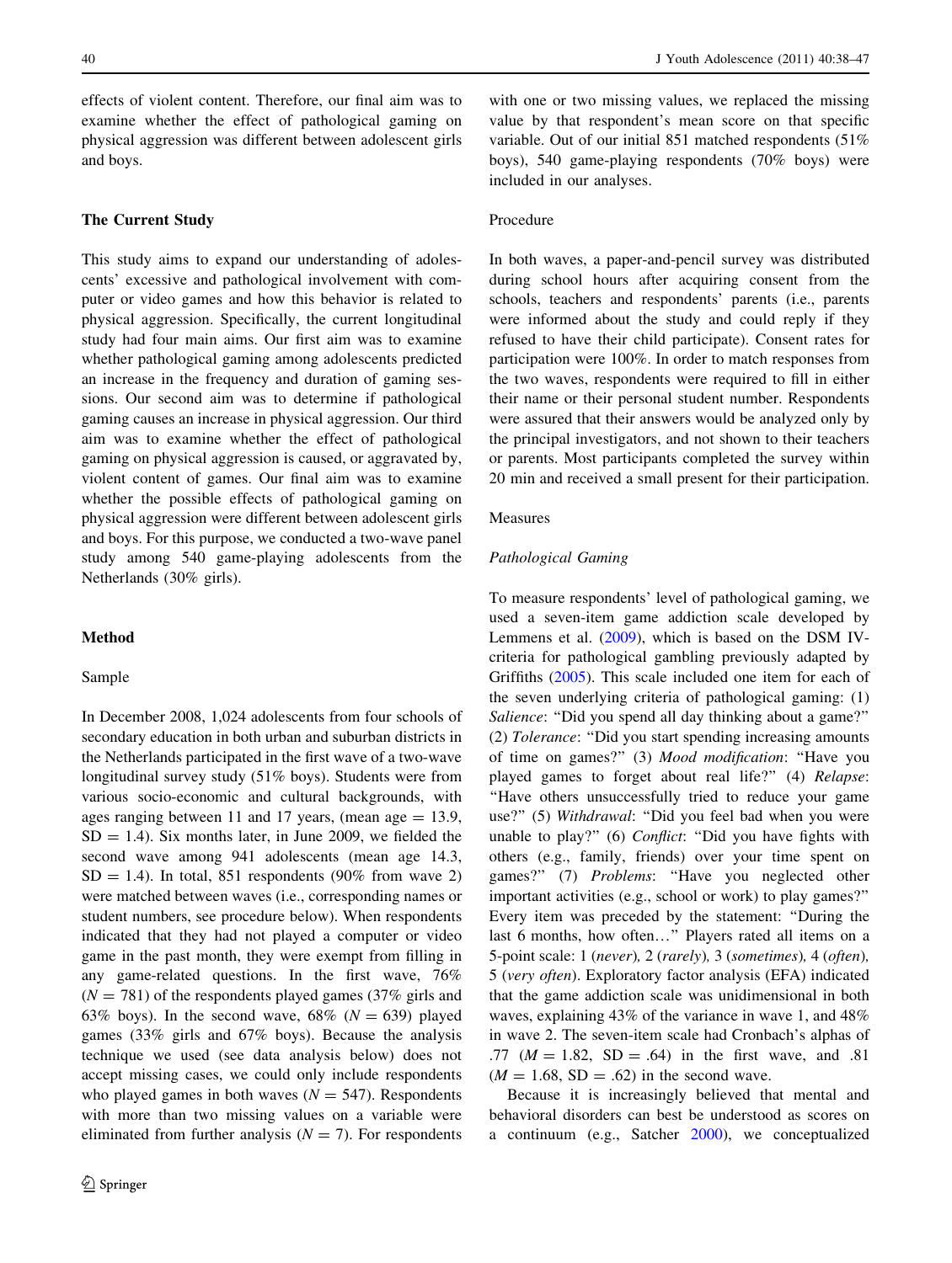effects of violent content. Therefore, our final aim was to examine whether the effect of pathological gaming on physical aggression was different between adolescent girls and boys.

## The Current Study

This study aims to expand our understanding of adolescents' excessive and pathological involvement with computer or video games and how this behavior is related to physical aggression. Specifically, the current longitudinal study had four main aims. Our first aim was to examine whether pathological gaming among adolescents predicted an increase in the frequency and duration of gaming sessions. Our second aim was to determine if pathological gaming causes an increase in physical aggression. Our third aim was to examine whether the effect of pathological gaming on physical aggression is caused, or aggravated by, violent content of games. Our final aim was to examine whether the possible effects of pathological gaming on physical aggression were different between adolescent girls and boys. For this purpose, we conducted a two-wave panel study among 540 game-playing adolescents from the Netherlands (30% girls).

## Method

### Sample

In December 2008, 1,024 adolescents from four schools of secondary education in both urban and suburban districts in the Netherlands participated in the first wave of a two-wave longitudinal survey study (51% boys). Students were from various socio-economic and cultural backgrounds, with ages ranging between 11 and 17 years, (mean age = 13.9, SD = 1.4). Six months later, in June 2009, we fielded the second wave among 941 adolescents (mean age 14.3, SD = 1.4). In total, 851 respondents (90% from wave 2) were matched between waves (i.e., corresponding names or student numbers, see procedure below). When respondents indicated that they had not played a computer or video game in the past month, they were exempt from filling in any game-related questions. In the first wave, 76% ($N = 781$) of the respondents played games (37% girls and 63% boys). In the second wave, 68% ($N = 639$) played games (33% girls and 67% boys). Because the analysis technique we used (see data analysis below) does not accept missing cases, we could only include respondents who played games in both waves ($N = 547$). Respondents with more than two missing values on a variable were eliminated from further analysis ($N = 7$). For respondents with one or two missing values, we replaced the missing value by that respondent's mean score on that specific variable. Out of our initial 851 matched respondents (51% boys), 540 game-playing respondents (70% boys) were included in our analyses.

### Procedure

In both waves, a paper-and-pencil survey was distributed during school hours after acquiring consent from the schools, teachers and respondents' parents (i.e., parents were informed about the study and could reply if they refused to have their child participate). Consent rates for participation were 100%. In order to match responses from the two waves, respondents were required to fill in either their name or their personal student number. Respondents were assured that their answers would be analyzed only by the principal investigators, and not shown to their teachers or parents. Most participants completed the survey within 20 min and received a small present for their participation.

### Measures

#### *Pathological Gaming*

To measure respondents' level of pathological gaming, we used a seven-item game addiction scale developed by Lemmens et al. (2009), which is based on the DSM IV-criteria for pathological gambling previously adapted by Griffiths (2005). This scale included one item for each of the seven underlying criteria of pathological gaming: (1) *Salience*: "Did you spend all day thinking about a game?" (2) *Tolerance*: "Did you start spending increasing amounts of time on games?" (3) *Mood modification*: "Have you played games to forget about real life?" (4) *Relapse*: "Have others unsuccessfully tried to reduce your game use?" (5) *Withdrawal*: "Did you feel bad when you were unable to play?" (6) *Conflict*: "Did you have fights with others (e.g., family, friends) over your time spent on games?" (7) *Problems*: "Have you neglected other important activities (e.g., school or work) to play games?" Every item was preceded by the statement: "During the last 6 months, how often…" Players rated all items on a 5-point scale: 1 (*never*), 2 (*rarely*), 3 (*sometimes*), 4 (*often*), 5 (*very often*). Exploratory factor analysis (EFA) indicated that the game addiction scale was unidimensional in both waves, explaining 43% of the variance in wave 1, and 48% in wave 2. The seven-item scale had Cronbach's alphas of .77 ($M = 1.82$, SD = .64) in the first wave, and .81 ($M = 1.68$, SD = .62) in the second wave.

Because it is increasingly believed that mental and behavioral disorders can best be understood as scores on a continuum (e.g., Satcher 2000), we conceptualized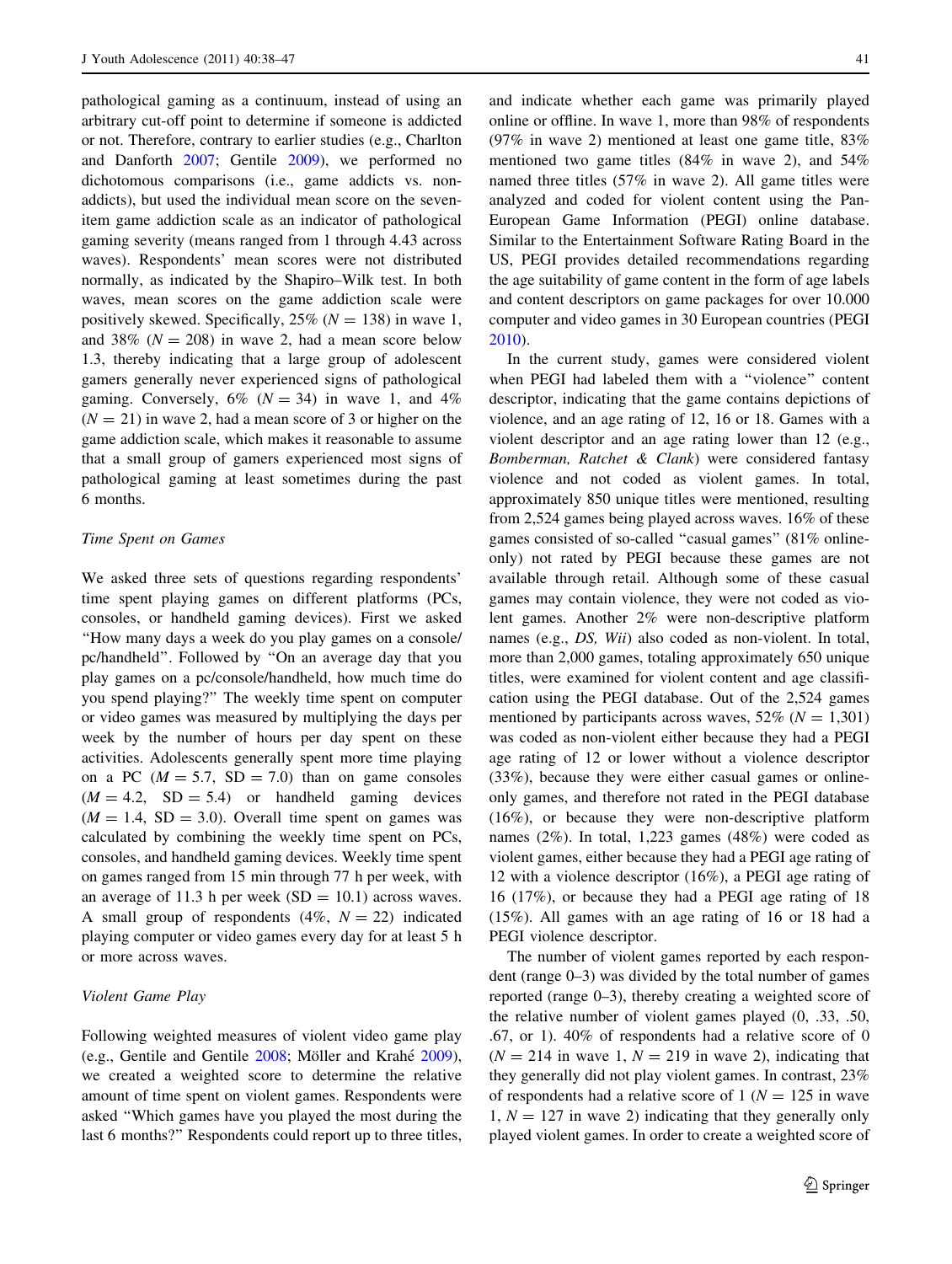pathological gaming as a continuum, instead of using an arbitrary cut-off point to determine if someone is addicted or not. Therefore, contrary to earlier studies (e.g., Charlton and Danforth 2007; Gentile 2009), we performed no dichotomous comparisons (i.e., game addicts vs. non-addicts), but used the individual mean score on the seven-item game addiction scale as an indicator of pathological gaming severity (means ranged from 1 through 4.43 across waves). Respondents' mean scores were not distributed normally, as indicated by the Shapiro–Wilk test. In both waves, mean scores on the game addiction scale were positively skewed. Specifically, 25% ($N = 138$) in wave 1, and 38% ($N = 208$) in wave 2, had a mean score below 1.3, thereby indicating that a large group of adolescent gamers generally never experienced signs of pathological gaming. Conversely, 6% ($N = 34$) in wave 1, and 4% ($N = 21$) in wave 2, had a mean score of 3 or higher on the game addiction scale, which makes it reasonable to assume that a small group of gamers experienced most signs of pathological gaming at least sometimes during the past 6 months.

### *Time Spent on Games*

We asked three sets of questions regarding respondents' time spent playing games on different platforms (PCs, consoles, or handheld gaming devices). First we asked "How many days a week do you play games on a console/pc/handheld". Followed by "On an average day that you play games on a pc/console/handheld, how much time do you spend playing?" The weekly time spent on computer or video games was measured by multiplying the days per week by the number of hours per day spent on these activities. Adolescents generally spent more time playing on a PC ($M = 5.7$, $SD = 7.0$) than on game consoles ($M = 4.2$, $SD = 5.4$) or handheld gaming devices ($M = 1.4$, $SD = 3.0$). Overall time spent on games was calculated by combining the weekly time spent on PCs, consoles, and handheld gaming devices. Weekly time spent on games ranged from 15 min through 77 h per week, with an average of 11.3 h per week ($SD = 10.1$) across waves. A small group of respondents (4%, $N = 22$) indicated playing computer or video games every day for at least 5 h or more across waves.

### *Violent Game Play*

Following weighted measures of violent video game play (e.g., Gentile and Gentile 2008; Möller and Krahé 2009), we created a weighted score to determine the relative amount of time spent on violent games. Respondents were asked "Which games have you played the most during the last 6 months?" Respondents could report up to three titles, and indicate whether each game was primarily played online or offline. In wave 1, more than 98% of respondents (97% in wave 2) mentioned at least one game title, 83% mentioned two game titles (84% in wave 2), and 54% named three titles (57% in wave 2). All game titles were analyzed and coded for violent content using the Pan-European Game Information (PEGI) online database. Similar to the Entertainment Software Rating Board in the US, PEGI provides detailed recommendations regarding the age suitability of game content in the form of age labels and content descriptors on game packages for over 10.000 computer and video games in 30 European countries (PEGI 2010).

In the current study, games were considered violent when PEGI had labeled them with a "violence" content descriptor, indicating that the game contains depictions of violence, and an age rating of 12, 16 or 18. Games with a violent descriptor and an age rating lower than 12 (e.g., *Bomberman, Ratchet & Clank*) were considered fantasy violence and not coded as violent games. In total, approximately 850 unique titles were mentioned, resulting from 2,524 games being played across waves. 16% of these games consisted of so-called "casual games" (81% online-only) not rated by PEGI because these games are not available through retail. Although some of these casual games may contain violence, they were not coded as violent games. Another 2% were non-descriptive platform names (e.g., *DS, Wii*) also coded as non-violent. In total, more than 2,000 games, totaling approximately 650 unique titles, were examined for violent content and age classification using the PEGI database. Out of the 2,524 games mentioned by participants across waves, 52% ($N = 1,301$) was coded as non-violent either because they had a PEGI age rating of 12 or lower without a violence descriptor (33%), because they were either casual games or online-only games, and therefore not rated in the PEGI database (16%), or because they were non-descriptive platform names (2%). In total, 1,223 games (48%) were coded as violent games, either because they had a PEGI age rating of 12 with a violence descriptor (16%), a PEGI age rating of 16 (17%), or because they had a PEGI age rating of 18 (15%). All games with an age rating of 16 or 18 had a PEGI violence descriptor.

The number of violent games reported by each respondent (range 0–3) was divided by the total number of games reported (range 0–3), thereby creating a weighted score of the relative number of violent games played (0, .33, .50, .67, or 1). 40% of respondents had a relative score of 0 ($N = 214$ in wave 1, $N = 219$ in wave 2), indicating that they generally did not play violent games. In contrast, 23% of respondents had a relative score of 1 ($N = 125$ in wave 1, $N = 127$ in wave 2) indicating that they generally only played violent games. In order to create a weighted score of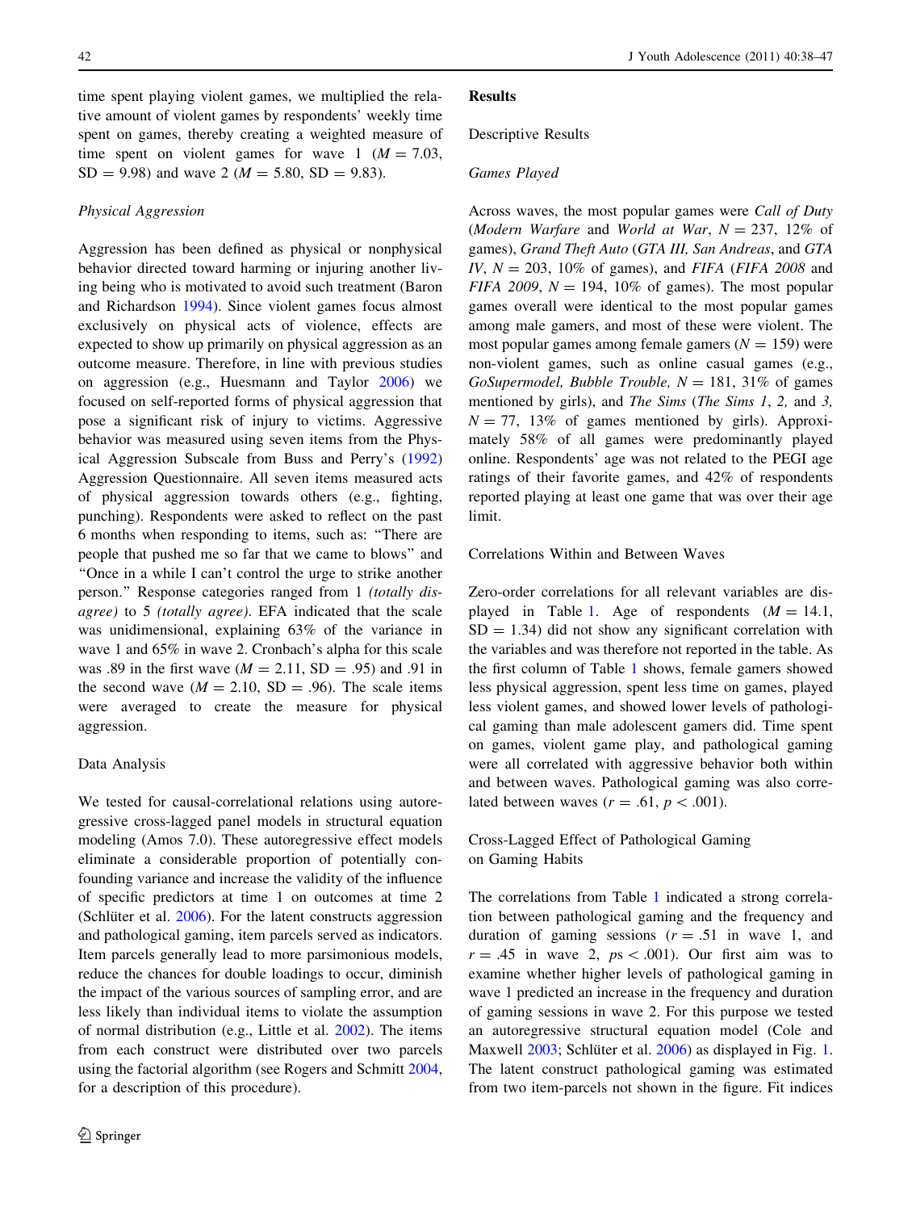time spent playing violent games, we multiplied the relative amount of violent games by respondents' weekly time spent on games, thereby creating a weighted measure of time spent on violent games for wave 1 ($M = 7.03$, $SD = 9.98$) and wave 2 ($M = 5.80$, $SD = 9.83$).

#### Physical Aggression

Aggression has been defined as physical or nonphysical behavior directed toward harming or injuring another living being who is motivated to avoid such treatment (Baron and Richardson 1994). Since violent games focus almost exclusively on physical acts of violence, effects are expected to show up primarily on physical aggression as an outcome measure. Therefore, in line with previous studies on aggression (e.g., Huesmann and Taylor 2006) we focused on self-reported forms of physical aggression that pose a significant risk of injury to victims. Aggressive behavior was measured using seven items from the Physical Aggression Subscale from Buss and Perry's (1992) Aggression Questionnaire. All seven items measured acts of physical aggression towards others (e.g., fighting, punching). Respondents were asked to reflect on the past 6 months when responding to items, such as: "There are people that pushed me so far that we came to blows" and "Once in a while I can't control the urge to strike another person." Response categories ranged from 1 *(totally disagree)* to 5 *(totally agree)*. EFA indicated that the scale was unidimensional, explaining 63% of the variance in wave 1 and 65% in wave 2. Cronbach's alpha for this scale was .89 in the first wave ($M = 2.11$, $SD = .95$) and .91 in the second wave ($M = 2.10$, $SD = .96$). The scale items were averaged to create the measure for physical aggression.

### Data Analysis

We tested for causal-correlational relations using autoregressive cross-lagged panel models in structural equation modeling (Amos 7.0). These autoregressive effect models eliminate a considerable proportion of potentially confounding variance and increase the validity of the influence of specific predictors at time 1 on outcomes at time 2 (Schlüter et al. 2006). For the latent constructs aggression and pathological gaming, item parcels served as indicators. Item parcels generally lead to more parsimonious models, reduce the chances for double loadings to occur, diminish the impact of the various sources of sampling error, and are less likely than individual items to violate the assumption of normal distribution (e.g., Little et al. 2002). The items from each construct were distributed over two parcels using the factorial algorithm (see Rogers and Schmitt 2004, for a description of this procedure).

## Results

### Descriptive Results

#### Games Played

Across waves, the most popular games were *Call of Duty* (*Modern Warfare* and *World at War*, $N = 237$, 12% of games), *Grand Theft Auto* (*GTA III, San Andreas*, and *GTA IV*, $N = 203$, 10% of games), and *FIFA* (*FIFA 2008* and *FIFA 2009*, $N = 194$, 10% of games). The most popular games overall were identical to the most popular games among male gamers, and most of these were violent. The most popular games among female gamers ($N = 159$) were non-violent games, such as online casual games (e.g., *GoSupermodel, Bubble Trouble*, $N = 181$, 31% of games mentioned by girls), and *The Sims* (*The Sims 1*, *2*, and *3*, $N = 77$, 13% of games mentioned by girls). Approximately 58% of all games were predominantly played online. Respondents' age was not related to the PEGI age ratings of their favorite games, and 42% of respondents reported playing at least one game that was over their age limit.

### Correlations Within and Between Waves

Zero-order correlations for all relevant variables are displayed in Table 1. Age of respondents ($M = 14.1$, $SD = 1.34$) did not show any significant correlation with the variables and was therefore not reported in the table. As the first column of Table 1 shows, female gamers showed less physical aggression, spent less time on games, played less violent games, and showed lower levels of pathological gaming than male adolescent gamers did. Time spent on games, violent game play, and pathological gaming were all correlated with aggressive behavior both within and between waves. Pathological gaming was also correlated between waves ($r = .61$, $p < .001$).

### Cross-Lagged Effect of Pathological Gaming on Gaming Habits

The correlations from Table 1 indicated a strong correlation between pathological gaming and the frequency and duration of gaming sessions ($r = .51$ in wave 1, and $r = .45$ in wave 2, $ps < .001$). Our first aim was to examine whether higher levels of pathological gaming in wave 1 predicted an increase in the frequency and duration of gaming sessions in wave 2. For this purpose we tested an autoregressive structural equation model (Cole and Maxwell 2003; Schlüter et al. 2006) as displayed in Fig. 1. The latent construct pathological gaming was estimated from two item-parcels not shown in the figure. Fit indices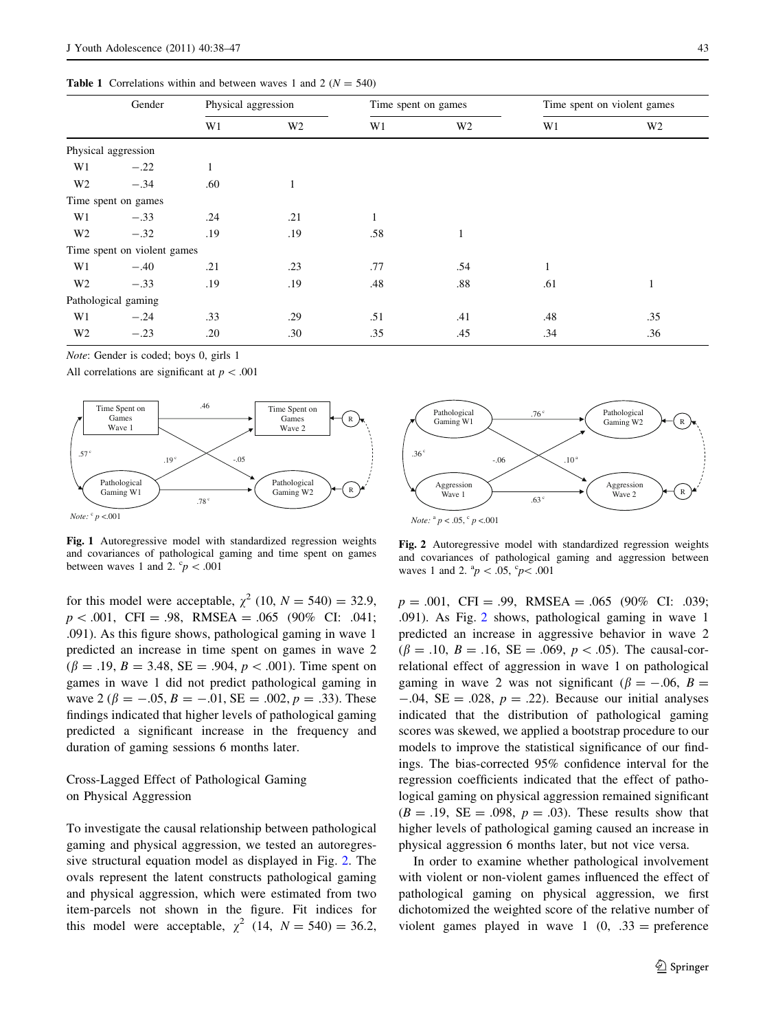**Table 1** Correlations within and between waves 1 and 2 ($N = 540$)

| | Gender | Physical aggression | | Time spent on games | | Time spent on violent games | |
|---|---|---|---|---|---|---|---|
| | | W1 | W2 | W1 | W2 | W1 | W2 |
| Physical aggression | | | | | | | |
| W1 | −.22 | 1 | | | | | |
| W2 | −.34 | .60 | 1 | | | | |
| Time spent on games | | | | | | | |
| W1 | −.33 | .24 | .21 | 1 | | | |
| W2 | −.32 | .19 | .19 | .58 | 1 | | |
| Time spent on violent games | | | | | | | |
| W1 | −.40 | .21 | .23 | .77 | .54 | 1 | |
| W2 | −.33 | .19 | .19 | .48 | .88 | .61 | 1 |
| Pathological gaming | | | | | | | |
| W1 | −.24 | .33 | .29 | .51 | .41 | .48 | .35 |
| W2 | −.23 | .20 | .30 | .35 | .45 | .34 | .36 |

*Note*: Gender is coded; boys 0, girls 1

All correlations are significant at $p < .001$

**Fig. 1** Autoregressive model with standardized regression weights and covariances of pathological gaming and time spent on games between waves 1 and 2. [c]$p < .001$

**Fig. 2** Autoregressive model with standardized regression weights and covariances of pathological gaming and aggression between waves 1 and 2. [a]$p < .05$, [c]$p < .001$

for this model were acceptable, $\chi^2$ (10, $N = 540$) = 32.9, $p < .001$, CFI = .98, RMSEA = .065 (90% CI: .041; .091). As this figure shows, pathological gaming in wave 1 predicted an increase in time spent on games in wave 2 ($\beta = .19$, $B = 3.48$, SE = .904, $p < .001$). Time spent on games in wave 1 did not predict pathological gaming in wave 2 ($\beta = -.05$, $B = -.01$, SE = .002, $p = .33$). These findings indicated that higher levels of pathological gaming predicted a significant increase in the frequency and duration of gaming sessions 6 months later.

## Cross-Lagged Effect of Pathological Gaming on Physical Aggression

To investigate the causal relationship between pathological gaming and physical aggression, we tested an autoregressive structural equation model as displayed in Fig. 2. The ovals represent the latent constructs pathological gaming and physical aggression, which were estimated from two item-parcels not shown in the figure. Fit indices for this model were acceptable, $\chi^2$ (14, $N = 540$) = 36.2, $p = .001$, CFI = .99, RMSEA = .065 (90% CI: .039; .091). As Fig. 2 shows, pathological gaming in wave 1 predicted an increase in aggressive behavior in wave 2 ($\beta = .10$, $B = .16$, SE = .069, $p < .05$). The causal-correlational effect of aggression in wave 1 on pathological gaming in wave 2 was not significant ($\beta = -.06$, $B = -.04$, SE = .028, $p = .22$). Because our initial analyses indicated that the distribution of pathological gaming scores was skewed, we applied a bootstrap procedure to our models to improve the statistical significance of our findings. The bias-corrected 95% confidence interval for the regression coefficients indicated that the effect of pathological gaming on physical aggression remained significant ($B = .19$, SE = .098, $p = .03$). These results show that higher levels of pathological gaming caused an increase in physical aggression 6 months later, but not vice versa.

In order to examine whether pathological involvement with violent or non-violent games influenced the effect of pathological gaming on physical aggression, we first dichotomized the weighted score of the relative number of violent games played in wave 1 (0, .33 = preference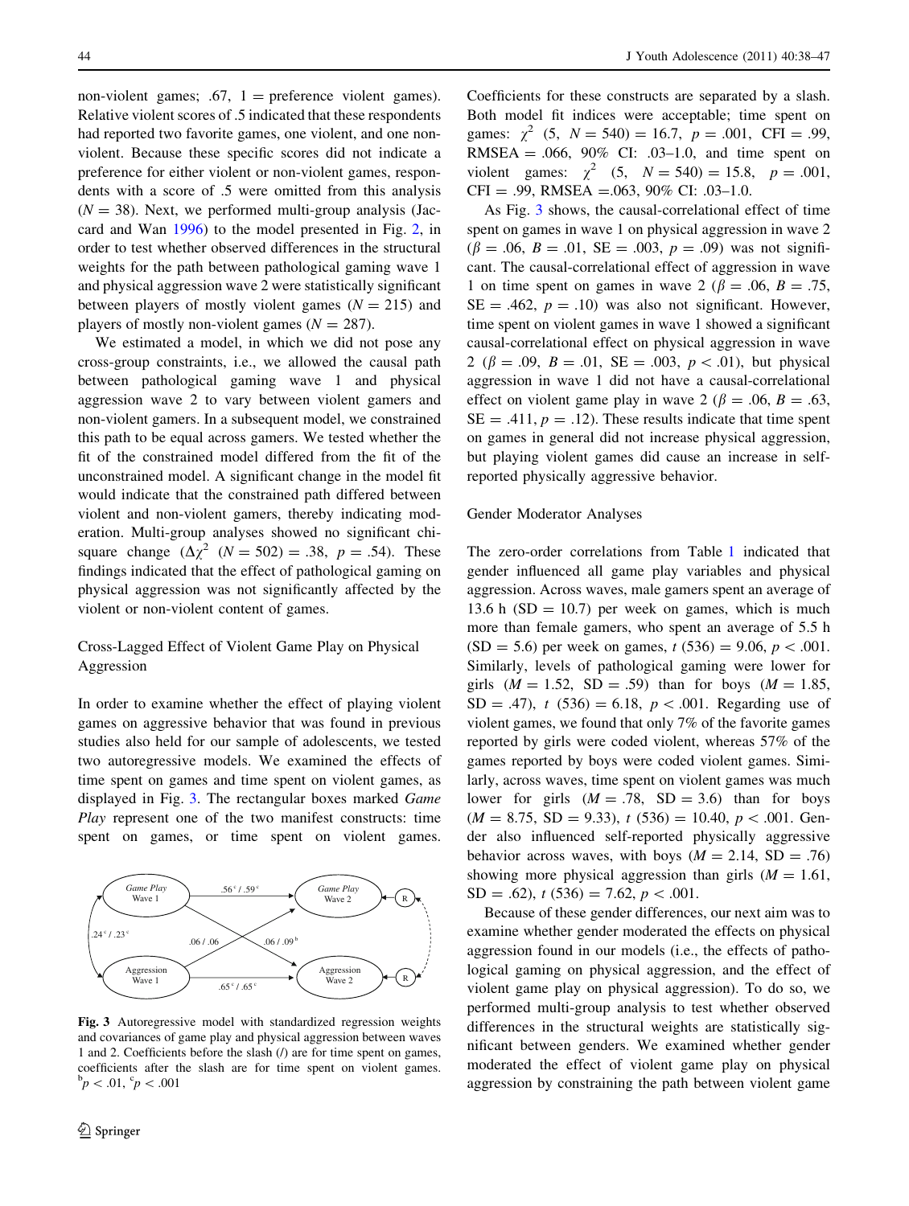non-violent games; .67, 1 = preference violent games). Relative violent scores of .5 indicated that these respondents had reported two favorite games, one violent, and one non-violent. Because these specific scores did not indicate a preference for either violent or non-violent games, respondents with a score of .5 were omitted from this analysis ($N = 38$). Next, we performed multi-group analysis (Jaccard and Wan 1996) to the model presented in Fig. 2, in order to test whether observed differences in the structural weights for the path between pathological gaming wave 1 and physical aggression wave 2 were statistically significant between players of mostly violent games ($N = 215$) and players of mostly non-violent games ($N = 287$).

We estimated a model, in which we did not pose any cross-group constraints, i.e., we allowed the causal path between pathological gaming wave 1 and physical aggression wave 2 to vary between violent gamers and non-violent gamers. In a subsequent model, we constrained this path to be equal across gamers. We tested whether the fit of the constrained model differed from the fit of the unconstrained model. A significant change in the model fit would indicate that the constrained path differed between violent and non-violent gamers, thereby indicating moderation. Multi-group analyses showed no significant chi-square change ($\Delta\chi^2$ ($N = 502$) = .38, $p = .54$). These findings indicated that the effect of pathological gaming on physical aggression was not significantly affected by the violent or non-violent content of games.

## Cross-Lagged Effect of Violent Game Play on Physical Aggression

In order to examine whether the effect of playing violent games on aggressive behavior that was found in previous studies also held for our sample of adolescents, we tested two autoregressive models. We examined the effects of time spent on games and time spent on violent games, as displayed in Fig. 3. The rectangular boxes marked *Game Play* represent one of the two manifest constructs: time spent on games, or time spent on violent games. Coefficients for these constructs are separated by a slash. Both model fit indices were acceptable; time spent on games: $\chi^2$ (5, $N = 540$) = 16.7, $p = .001$, CFI = .99, RMSEA = .066, 90% CI: .03–1.0, and time spent on violent games: $\chi^2$ (5, $N = 540$) = 15.8, $p = .001$, CFI = .99, RMSEA =.063, 90% CI: .03–1.0.

Fig. 3 Autoregressive model with standardized regression weights and covariances of game play and physical aggression between waves 1 and 2. Coefficients before the slash (/) are for time spent on games, coefficients after the slash are for time spent on violent games. [b]$p < .01$, [c]$p < .001$

As Fig. 3 shows, the causal-correlational effect of time spent on games in wave 1 on physical aggression in wave 2 ($\beta = .06$, $B = .01$, SE = .003, $p = .09$) was not significant. The causal-correlational effect of aggression in wave 1 on time spent on games in wave 2 ($\beta = .06$, $B = .75$, SE = .462, $p = .10$) was also not significant. However, time spent on violent games in wave 1 showed a significant causal-correlational effect on physical aggression in wave 2 ($\beta = .09$, $B = .01$, SE = .003, $p < .01$), but physical aggression in wave 1 did not have a causal-correlational effect on violent game play in wave 2 ($\beta = .06$, $B = .63$, SE = .411, $p = .12$). These results indicate that time spent on games in general did not increase physical aggression, but playing violent games did cause an increase in self-reported physically aggressive behavior.

## Gender Moderator Analyses

The zero-order correlations from Table 1 indicated that gender influenced all game play variables and physical aggression. Across waves, male gamers spent an average of 13.6 h (SD = 10.7) per week on games, which is much more than female gamers, who spent an average of 5.5 h (SD = 5.6) per week on games, $t$ (536) = 9.06, $p < .001$. Similarly, levels of pathological gaming were lower for girls ($M = 1.52$, SD = .59) than for boys ($M = 1.85$, SD = .47), $t$ (536) = 6.18, $p < .001$. Regarding use of violent games, we found that only 7% of the favorite games reported by girls were coded violent, whereas 57% of the games reported by boys were coded violent games. Similarly, across waves, time spent on violent games was much lower for girls ($M = .78$, SD = 3.6) than for boys ($M = 8.75$, SD = 9.33), $t$ (536) = 10.40, $p < .001$. Gender also influenced self-reported physically aggressive behavior across waves, with boys ($M = 2.14$, SD = .76) showing more physical aggression than girls ($M = 1.61$, SD = .62), $t$ (536) = 7.62, $p < .001$.

Because of these gender differences, our next aim was to examine whether gender moderated the effects on physical aggression found in our models (i.e., the effects of pathological gaming on physical aggression, and the effect of violent game play on physical aggression). To do so, we performed multi-group analysis to test whether observed differences in the structural weights are statistically significant between genders. We examined whether gender moderated the effect of violent game play on physical aggression by constraining the path between violent game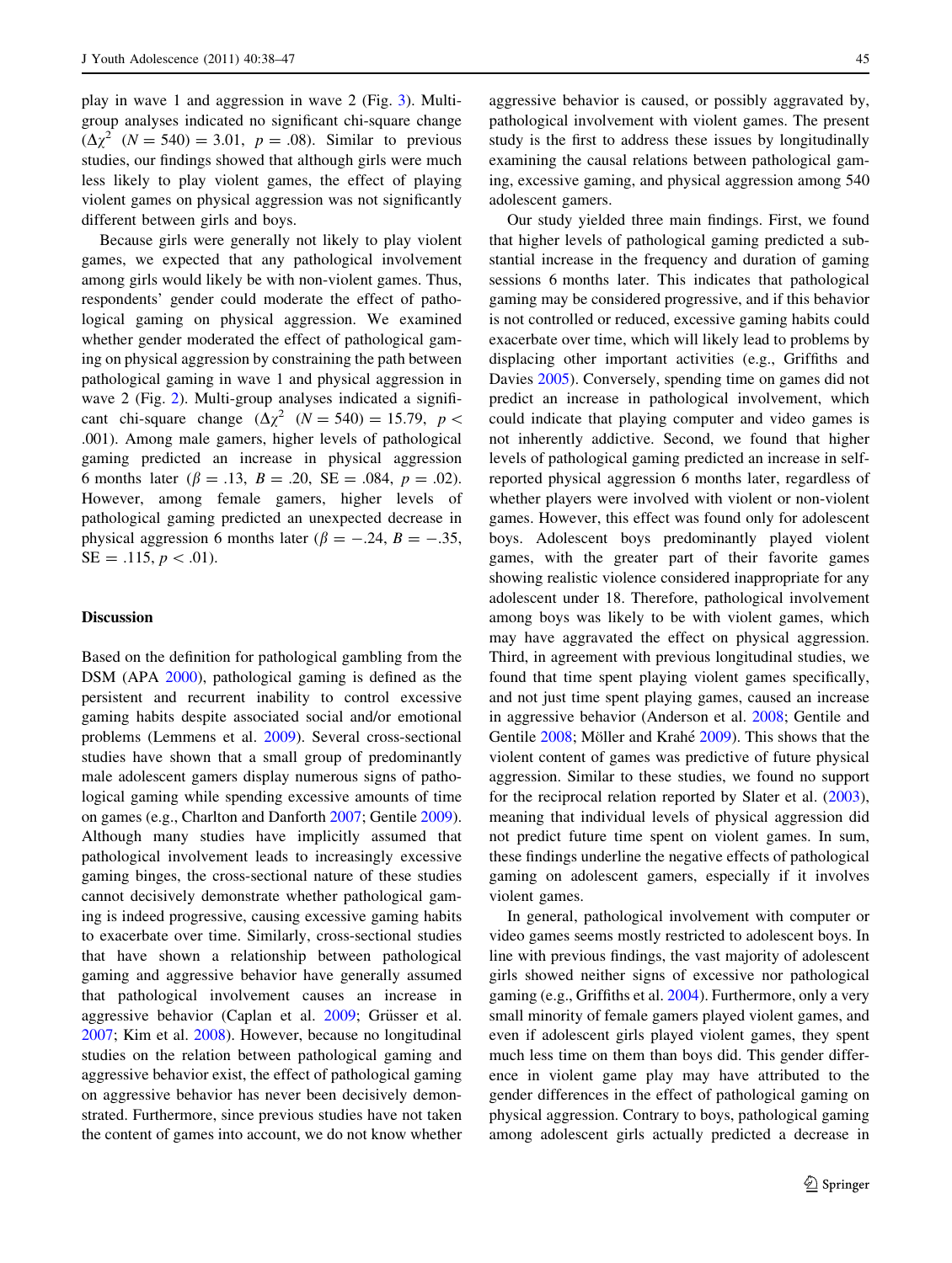play in wave 1 and aggression in wave 2 (Fig. 3). Multi-group analyses indicated no significant chi-square change ($\Delta\chi^2$ $(N = 540) = 3.01$, $p = .08$). Similar to previous studies, our findings showed that although girls were much less likely to play violent games, the effect of playing violent games on physical aggression was not significantly different between girls and boys.

Because girls were generally not likely to play violent games, we expected that any pathological involvement among girls would likely be with non-violent games. Thus, respondents' gender could moderate the effect of pathological gaming on physical aggression. We examined whether gender moderated the effect of pathological gaming on physical aggression by constraining the path between pathological gaming in wave 1 and physical aggression in wave 2 (Fig. 2). Multi-group analyses indicated a significant chi-square change ($\Delta\chi^2$ $(N = 540) = 15.79$, $p < .001$). Among male gamers, higher levels of pathological gaming predicted an increase in physical aggression 6 months later ($\beta = .13$, $B = .20$, $SE = .084$, $p = .02$). However, among female gamers, higher levels of pathological gaming predicted an unexpected decrease in physical aggression 6 months later ($\beta = -.24$, $B = -.35$, $SE = .115$, $p < .01$).

## Discussion

Based on the definition for pathological gambling from the DSM (APA 2000), pathological gaming is defined as the persistent and recurrent inability to control excessive gaming habits despite associated social and/or emotional problems (Lemmens et al. 2009). Several cross-sectional studies have shown that a small group of predominantly male adolescent gamers display numerous signs of pathological gaming while spending excessive amounts of time on games (e.g., Charlton and Danforth 2007; Gentile 2009). Although many studies have implicitly assumed that pathological involvement leads to increasingly excessive gaming binges, the cross-sectional nature of these studies cannot decisively demonstrate whether pathological gaming is indeed progressive, causing excessive gaming habits to exacerbate over time. Similarly, cross-sectional studies that have shown a relationship between pathological gaming and aggressive behavior have generally assumed that pathological involvement causes an increase in aggressive behavior (Caplan et al. 2009; Grüsser et al. 2007; Kim et al. 2008). However, because no longitudinal studies on the relation between pathological gaming and aggressive behavior exist, the effect of pathological gaming on aggressive behavior has never been decisively demonstrated. Furthermore, since previous studies have not taken the content of games into account, we do not know whether aggressive behavior is caused, or possibly aggravated by, pathological involvement with violent games. The present study is the first to address these issues by longitudinally examining the causal relations between pathological gaming, excessive gaming, and physical aggression among 540 adolescent gamers.

Our study yielded three main findings. First, we found that higher levels of pathological gaming predicted a substantial increase in the frequency and duration of gaming sessions 6 months later. This indicates that pathological gaming may be considered progressive, and if this behavior is not controlled or reduced, excessive gaming habits could exacerbate over time, which will likely lead to problems by displacing other important activities (e.g., Griffiths and Davies 2005). Conversely, spending time on games did not predict an increase in pathological involvement, which could indicate that playing computer and video games is not inherently addictive. Second, we found that higher levels of pathological gaming predicted an increase in self-reported physical aggression 6 months later, regardless of whether players were involved with violent or non-violent games. However, this effect was found only for adolescent boys. Adolescent boys predominantly played violent games, with the greater part of their favorite games showing realistic violence considered inappropriate for any adolescent under 18. Therefore, pathological involvement among boys was likely to be with violent games, which may have aggravated the effect on physical aggression. Third, in agreement with previous longitudinal studies, we found that time spent playing violent games specifically, and not just time spent playing games, caused an increase in aggressive behavior (Anderson et al. 2008; Gentile and Gentile 2008; Möller and Krahé 2009). This shows that the violent content of games was predictive of future physical aggression. Similar to these studies, we found no support for the reciprocal relation reported by Slater et al. (2003), meaning that individual levels of physical aggression did not predict future time spent on violent games. In sum, these findings underline the negative effects of pathological gaming on adolescent gamers, especially if it involves violent games.

In general, pathological involvement with computer or video games seems mostly restricted to adolescent boys. In line with previous findings, the vast majority of adolescent girls showed neither signs of excessive nor pathological gaming (e.g., Griffiths et al. 2004). Furthermore, only a very small minority of female gamers played violent games, and even if adolescent girls played violent games, they spent much less time on them than boys did. This gender difference in violent game play may have attributed to the gender differences in the effect of pathological gaming on physical aggression. Contrary to boys, pathological gaming among adolescent girls actually predicted a decrease in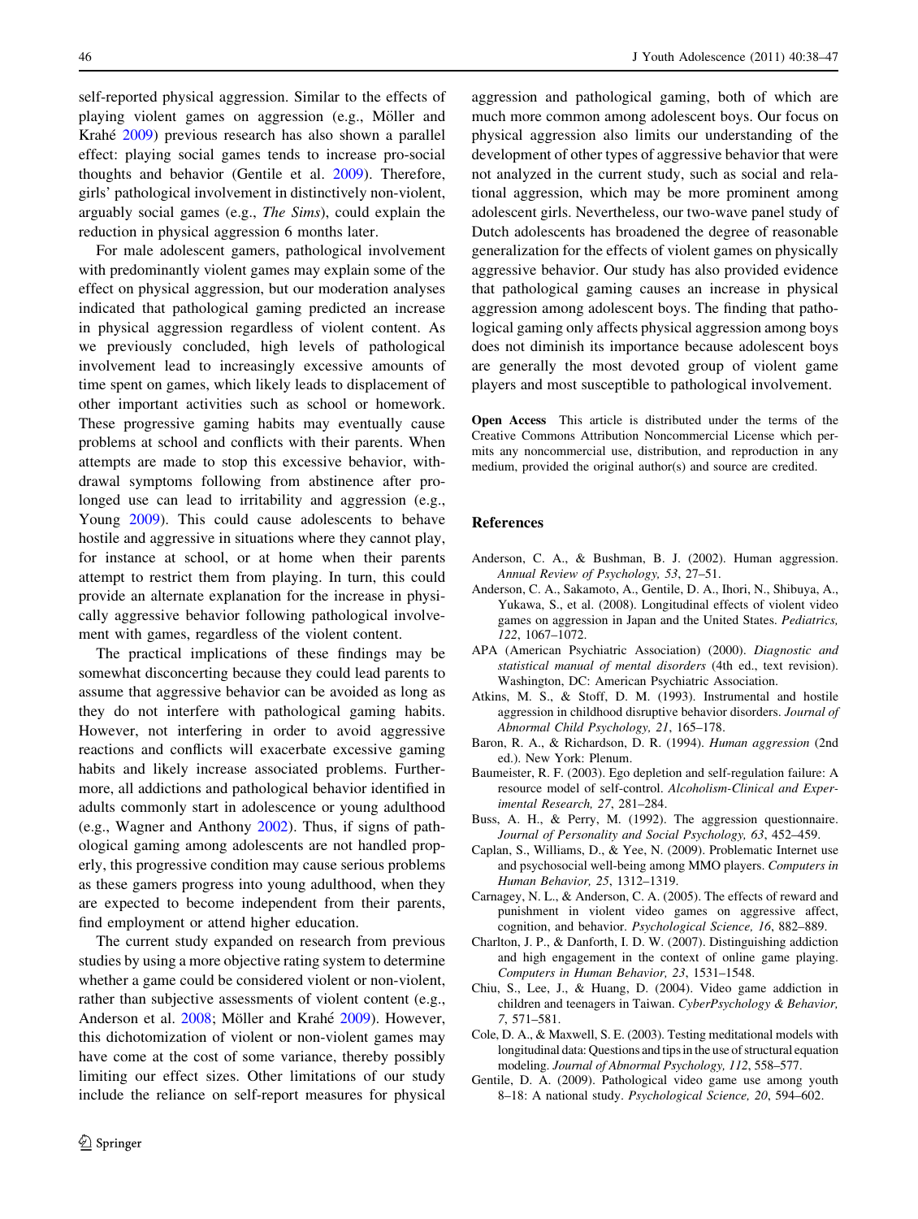self-reported physical aggression. Similar to the effects of playing violent games on aggression (e.g., Möller and Krahé 2009) previous research has also shown a parallel effect: playing social games tends to increase pro-social thoughts and behavior (Gentile et al. 2009). Therefore, girls' pathological involvement in distinctively non-violent, arguably social games (e.g., *The Sims*), could explain the reduction in physical aggression 6 months later.

For male adolescent gamers, pathological involvement with predominantly violent games may explain some of the effect on physical aggression, but our moderation analyses indicated that pathological gaming predicted an increase in physical aggression regardless of violent content. As we previously concluded, high levels of pathological involvement lead to increasingly excessive amounts of time spent on games, which likely leads to displacement of other important activities such as school or homework. These progressive gaming habits may eventually cause problems at school and conflicts with their parents. When attempts are made to stop this excessive behavior, withdrawal symptoms following from abstinence after prolonged use can lead to irritability and aggression (e.g., Young 2009). This could cause adolescents to behave hostile and aggressive in situations where they cannot play, for instance at school, or at home when their parents attempt to restrict them from playing. In turn, this could provide an alternate explanation for the increase in physically aggressive behavior following pathological involvement with games, regardless of the violent content.

The practical implications of these findings may be somewhat disconcerting because they could lead parents to assume that aggressive behavior can be avoided as long as they do not interfere with pathological gaming habits. However, not interfering in order to avoid aggressive reactions and conflicts will exacerbate excessive gaming habits and likely increase associated problems. Furthermore, all addictions and pathological behavior identified in adults commonly start in adolescence or young adulthood (e.g., Wagner and Anthony 2002). Thus, if signs of pathological gaming among adolescents are not handled properly, this progressive condition may cause serious problems as these gamers progress into young adulthood, when they are expected to become independent from their parents, find employment or attend higher education.

The current study expanded on research from previous studies by using a more objective rating system to determine whether a game could be considered violent or non-violent, rather than subjective assessments of violent content (e.g., Anderson et al. 2008; Möller and Krahé 2009). However, this dichotomization of violent or non-violent games may have come at the cost of some variance, thereby possibly limiting our effect sizes. Other limitations of our study include the reliance on self-report measures for physical aggression and pathological gaming, both of which are much more common among adolescent boys. Our focus on physical aggression also limits our understanding of the development of other types of aggressive behavior that were not analyzed in the current study, such as social and relational aggression, which may be more prominent among adolescent girls. Nevertheless, our two-wave panel study of Dutch adolescents has broadened the degree of reasonable generalization for the effects of violent games on physically aggressive behavior. Our study has also provided evidence that pathological gaming causes an increase in physical aggression among adolescent boys. The finding that pathological gaming only affects physical aggression among boys does not diminish its importance because adolescent boys are generally the most devoted group of violent game players and most susceptible to pathological involvement.

**Open Access** This article is distributed under the terms of the Creative Commons Attribution Noncommercial License which permits any noncommercial use, distribution, and reproduction in any medium, provided the original author(s) and source are credited.

## References

Anderson, C. A., & Bushman, B. J. (2002). Human aggression. *Annual Review of Psychology, 53*, 27–51.

Anderson, C. A., Sakamoto, A., Gentile, D. A., Ihori, N., Shibuya, A., Yukawa, S., et al. (2008). Longitudinal effects of violent video games on aggression in Japan and the United States. *Pediatrics, 122*, 1067–1072.

APA (American Psychiatric Association) (2000). *Diagnostic and statistical manual of mental disorders* (4th ed., text revision). Washington, DC: American Psychiatric Association.

Atkins, M. S., & Stoff, D. M. (1993). Instrumental and hostile aggression in childhood disruptive behavior disorders. *Journal of Abnormal Child Psychology, 21*, 165–178.

Baron, R. A., & Richardson, D. R. (1994). *Human aggression* (2nd ed.). New York: Plenum.

Baumeister, R. F. (2003). Ego depletion and self-regulation failure: A resource model of self-control. *Alcoholism-Clinical and Experimental Research, 27*, 281–284.

Buss, A. H., & Perry, M. (1992). The aggression questionnaire. *Journal of Personality and Social Psychology, 63*, 452–459.

Caplan, S., Williams, D., & Yee, N. (2009). Problematic Internet use and psychosocial well-being among MMO players. *Computers in Human Behavior, 25*, 1312–1319.

Carnagey, N. L., & Anderson, C. A. (2005). The effects of reward and punishment in violent video games on aggressive affect, cognition, and behavior. *Psychological Science, 16*, 882–889.

Charlton, J. P., & Danforth, I. D. W. (2007). Distinguishing addiction and high engagement in the context of online game playing. *Computers in Human Behavior, 23*, 1531–1548.

Chiu, S., Lee, J., & Huang, D. (2004). Video game addiction in children and teenagers in Taiwan. *CyberPsychology & Behavior, 7*, 571–581.

Cole, D. A., & Maxwell, S. E. (2003). Testing meditational models with longitudinal data: Questions and tips in the use of structural equation modeling. *Journal of Abnormal Psychology, 112*, 558–577.

Gentile, D. A. (2009). Pathological video game use among youth 8–18: A national study. *Psychological Science, 20*, 594–602.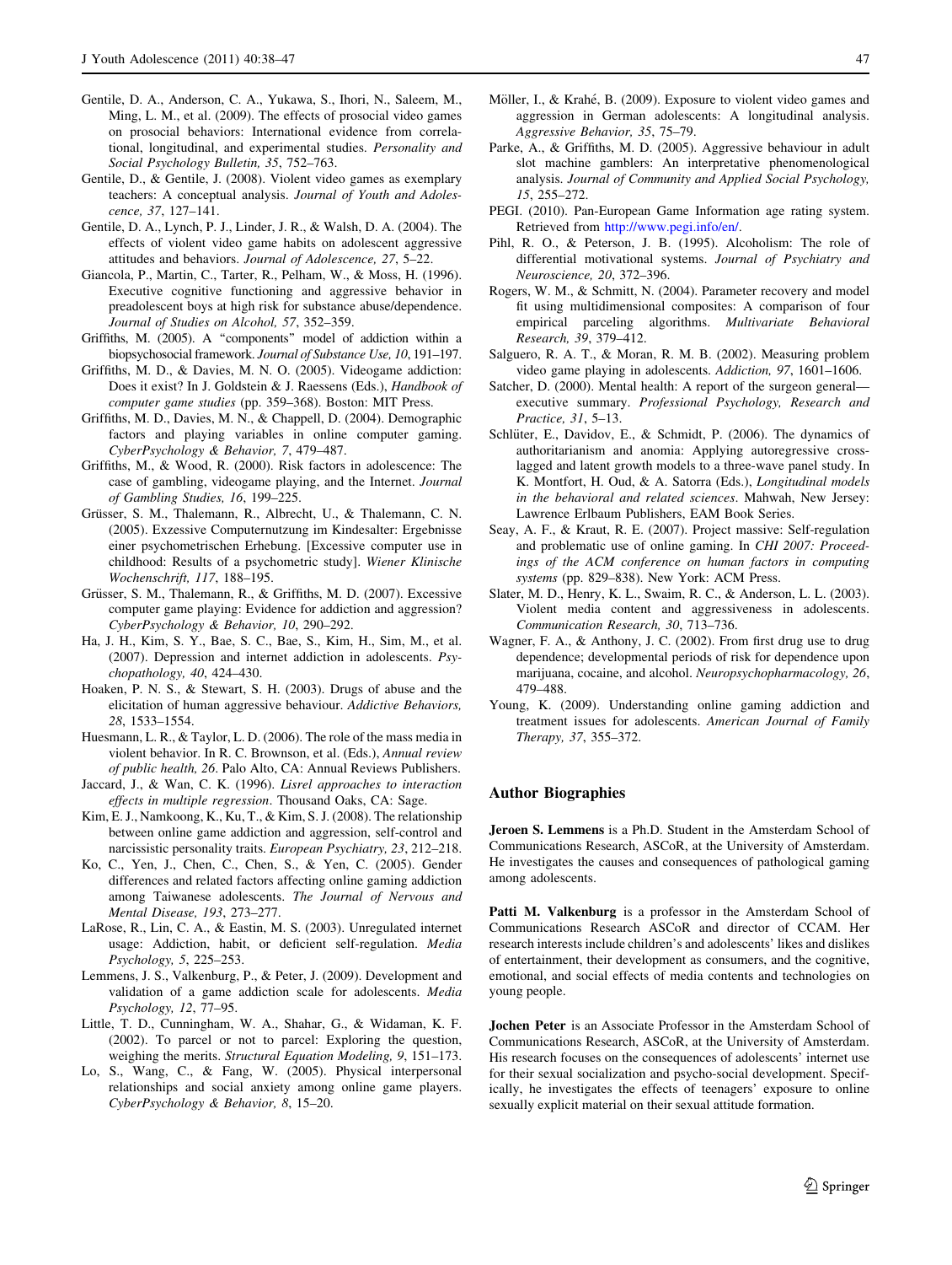Gentile, D. A., Anderson, C. A., Yukawa, S., Ihori, N., Saleem, M., Ming, L. M., et al. (2009). The effects of prosocial video games on prosocial behaviors: International evidence from correlational, longitudinal, and experimental studies. *Personality and Social Psychology Bulletin, 35*, 752–763.

Gentile, D., & Gentile, J. (2008). Violent video games as exemplary teachers: A conceptual analysis. *Journal of Youth and Adolescence, 37*, 127–141.

Gentile, D. A., Lynch, P. J., Linder, J. R., & Walsh, D. A. (2004). The effects of violent video game habits on adolescent aggressive attitudes and behaviors. *Journal of Adolescence, 27*, 5–22.

Giancola, P., Martin, C., Tarter, R., Pelham, W., & Moss, H. (1996). Executive cognitive functioning and aggressive behavior in preadolescent boys at high risk for substance abuse/dependence. *Journal of Studies on Alcohol, 57*, 352–359.

Griffiths, M. (2005). A "components" model of addiction within a biopsychosocial framework. *Journal of Substance Use, 10*, 191–197.

Griffiths, M. D., & Davies, M. N. O. (2005). Videogame addiction: Does it exist? In J. Goldstein & J. Raessens (Eds.), *Handbook of computer game studies* (pp. 359–368). Boston: MIT Press.

Griffiths, M. D., Davies, M. N., & Chappell, D. (2004). Demographic factors and playing variables in online computer gaming. *CyberPsychology & Behavior, 7*, 479–487.

Griffiths, M., & Wood, R. (2000). Risk factors in adolescence: The case of gambling, videogame playing, and the Internet. *Journal of Gambling Studies, 16*, 199–225.

Grüsser, S. M., Thalemann, R., Albrecht, U., & Thalemann, C. N. (2005). Exzessive Computernutzung im Kindesalter: Ergebnisse einer psychometrischen Erhebung. [Excessive computer use in childhood: Results of a psychometric study]. *Wiener Klinische Wochenschrift, 117*, 188–195.

Grüsser, S. M., Thalemann, R., & Griffiths, M. D. (2007). Excessive computer game playing: Evidence for addiction and aggression? *CyberPsychology & Behavior, 10*, 290–292.

Ha, J. H., Kim, S. Y., Bae, S. C., Bae, S., Kim, H., Sim, M., et al. (2007). Depression and internet addiction in adolescents. *Psychopathology, 40*, 424–430.

Hoaken, P. N. S., & Stewart, S. H. (2003). Drugs of abuse and the elicitation of human aggressive behaviour. *Addictive Behaviors, 28*, 1533–1554.

Huesmann, L. R., & Taylor, L. D. (2006). The role of the mass media in violent behavior. In R. C. Brownson, et al. (Eds.), *Annual review of public health, 26*. Palo Alto, CA: Annual Reviews Publishers.

Jaccard, J., & Wan, C. K. (1996). *Lisrel approaches to interaction effects in multiple regression*. Thousand Oaks, CA: Sage.

Kim, E. J., Namkoong, K., Ku, T., & Kim, S. J. (2008). The relationship between online game addiction and aggression, self-control and narcissistic personality traits. *European Psychiatry, 23*, 212–218.

Ko, C., Yen, J., Chen, C., Chen, S., & Yen, C. (2005). Gender differences and related factors affecting online gaming addiction among Taiwanese adolescents. *The Journal of Nervous and Mental Disease, 193*, 273–277.

LaRose, R., Lin, C. A., & Eastin, M. S. (2003). Unregulated internet usage: Addiction, habit, or deficient self-regulation. *Media Psychology, 5*, 225–253.

Lemmens, J. S., Valkenburg, P., & Peter, J. (2009). Development and validation of a game addiction scale for adolescents. *Media Psychology, 12*, 77–95.

Little, T. D., Cunningham, W. A., Shahar, G., & Widaman, K. F. (2002). To parcel or not to parcel: Exploring the question, weighing the merits. *Structural Equation Modeling, 9*, 151–173.

Lo, S., Wang, C., & Fang, W. (2005). Physical interpersonal relationships and social anxiety among online game players. *CyberPsychology & Behavior, 8*, 15–20.

Möller, I., & Krahé, B. (2009). Exposure to violent video games and aggression in German adolescents: A longitudinal analysis. *Aggressive Behavior, 35*, 75–79.

Parke, A., & Griffiths, M. D. (2005). Aggressive behaviour in adult slot machine gamblers: An interpretative phenomenological analysis. *Journal of Community and Applied Social Psychology, 15*, 255–272.

PEGI. (2010). Pan-European Game Information age rating system. Retrieved from http://www.pegi.info/en/.

Pihl, R. O., & Peterson, J. B. (1995). Alcoholism: The role of differential motivational systems. *Journal of Psychiatry and Neuroscience, 20*, 372–396.

Rogers, W. M., & Schmitt, N. (2004). Parameter recovery and model fit using multidimensional composites: A comparison of four empirical parceling algorithms. *Multivariate Behavioral Research, 39*, 379–412.

Salguero, R. A. T., & Moran, R. M. B. (2002). Measuring problem video game playing in adolescents. *Addiction, 97*, 1601–1606.

Satcher, D. (2000). Mental health: A report of the surgeon general—executive summary. *Professional Psychology, Research and Practice, 31*, 5–13.

Schlüter, E., Davidov, E., & Schmidt, P. (2006). The dynamics of authoritarianism and anomia: Applying autoregressive cross-lagged and latent growth models to a three-wave panel study. In K. Montfort, H. Oud, & A. Satorra (Eds.), *Longitudinal models in the behavioral and related sciences*. Mahwah, New Jersey: Lawrence Erlbaum Publishers, EAM Book Series.

Seay, A. F., & Kraut, R. E. (2007). Project massive: Self-regulation and problematic use of online gaming. In *CHI 2007: Proceedings of the ACM conference on human factors in computing systems* (pp. 829–838). New York: ACM Press.

Slater, M. D., Henry, K. L., Swaim, R. C., & Anderson, L. L. (2003). Violent media content and aggressiveness in adolescents. *Communication Research, 30*, 713–736.

Wagner, F. A., & Anthony, J. C. (2002). From first drug use to drug dependence; developmental periods of risk for dependence upon marijuana, cocaine, and alcohol. *Neuropsychopharmacology, 26*, 479–488.

Young, K. (2009). Understanding online gaming addiction and treatment issues for adolescents. *American Journal of Family Therapy, 37*, 355–372.

## Author Biographies

**Jeroen S. Lemmens** is a Ph.D. Student in the Amsterdam School of Communications Research, ASCoR, at the University of Amsterdam. He investigates the causes and consequences of pathological gaming among adolescents.

**Patti M. Valkenburg** is a professor in the Amsterdam School of Communications Research ASCoR and director of CCAM. Her research interests include children's and adolescents' likes and dislikes of entertainment, their development as consumers, and the cognitive, emotional, and social effects of media contents and technologies on young people.

**Jochen Peter** is an Associate Professor in the Amsterdam School of Communications Research, ASCoR, at the University of Amsterdam. His research focuses on the consequences of adolescents' internet use for their sexual socialization and psycho-social development. Specifically, he investigates the effects of teenagers' exposure to online sexually explicit material on their sexual attitude formation.